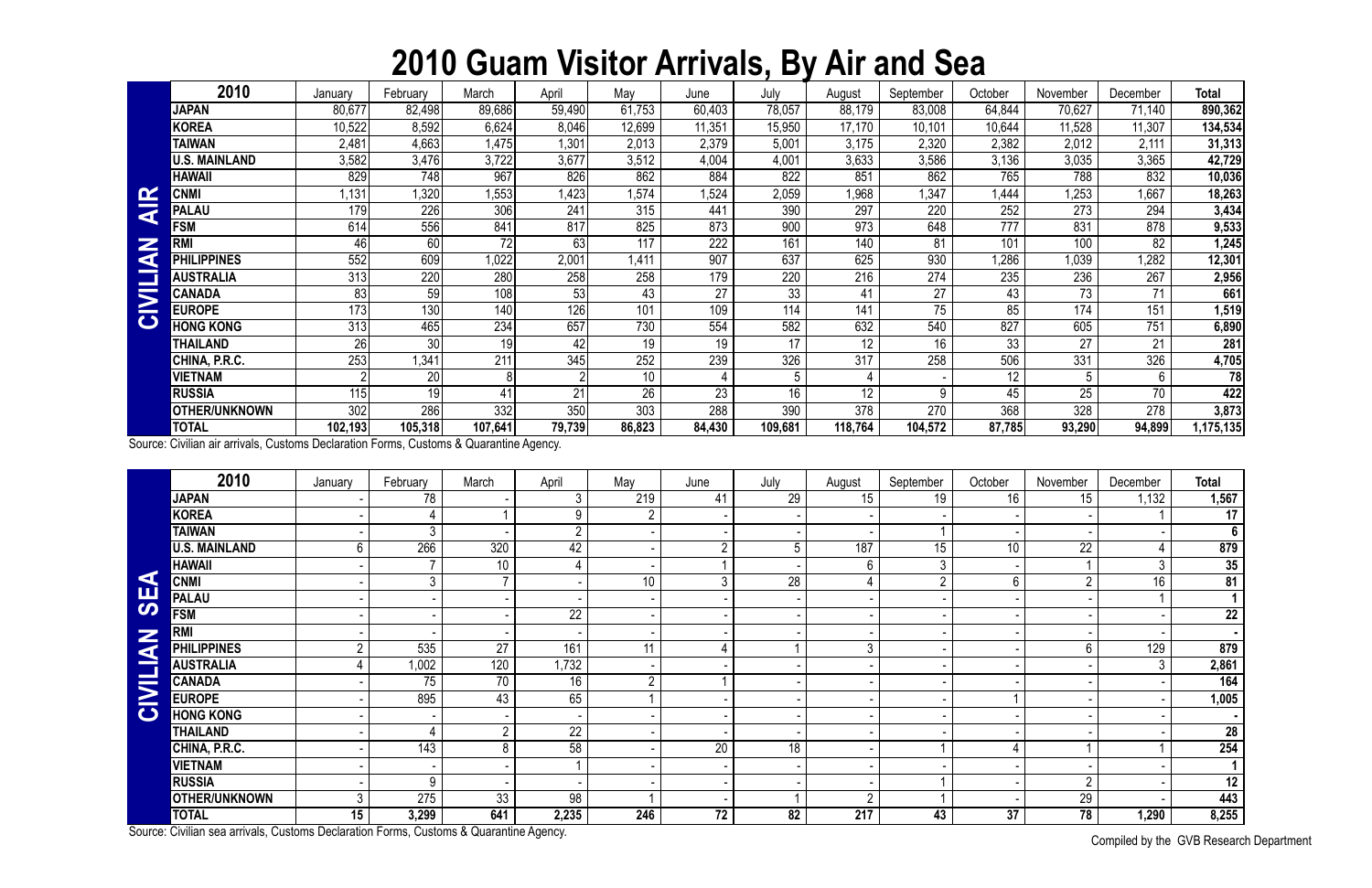# 2010 Guam Visitor Arrivals, By Air and Sea

**CIVILIAN AIR**

| 2010 | January | February | March | April | May | June | July | August | September | October | November | December | Total |
|---|---|---|---|---|---|---|---|---|---|---|---|---|---|
| **JAPAN** | 80,677 | 82,498 | 89,686 | 59,490 | 61,753 | 60,403 | 78,057 | 88,179 | 83,008 | 64,844 | 70,627 | 71,140 | **890,362** |
| **KOREA** | 10,522 | 8,592 | 6,624 | 8,046 | 12,699 | 11,351 | 15,950 | 17,170 | 10,101 | 10,644 | 11,528 | 11,307 | **134,534** |
| **TAIWAN** | 2,481 | 4,663 | 1,475 | 1,301 | 2,013 | 2,379 | 5,001 | 3,175 | 2,320 | 2,382 | 2,012 | 2,111 | **31,313** |
| **U.S. MAINLAND** | 3,582 | 3,476 | 3,722 | 3,677 | 3,512 | 4,004 | 4,001 | 3,633 | 3,586 | 3,136 | 3,035 | 3,365 | **42,729** |
| **HAWAII** | 829 | 748 | 967 | 826 | 862 | 884 | 822 | 851 | 862 | 765 | 788 | 832 | **10,036** |
| **CNMI** | 1,131 | 1,320 | 1,553 | 1,423 | 1,574 | 1,524 | 2,059 | 1,968 | 1,347 | 1,444 | 1,253 | 1,667 | **18,263** |
| **PALAU** | 179 | 226 | 306 | 241 | 315 | 441 | 390 | 297 | 220 | 252 | 273 | 294 | **3,434** |
| **FSM** | 614 | 556 | 841 | 817 | 825 | 873 | 900 | 973 | 648 | 777 | 831 | 878 | **9,533** |
| **RMI** | 46 | 60 | 72 | 63 | 117 | 222 | 161 | 140 | 81 | 101 | 100 | 82 | **1,245** |
| **PHILIPPINES** | 552 | 609 | 1,022 | 2,001 | 1,411 | 907 | 637 | 625 | 930 | 1,286 | 1,039 | 1,282 | **12,301** |
| **AUSTRALIA** | 313 | 220 | 280 | 258 | 258 | 179 | 220 | 216 | 274 | 235 | 236 | 267 | **2,956** |
| **CANADA** | 83 | 59 | 108 | 53 | 43 | 27 | 33 | 41 | 27 | 43 | 73 | 71 | **661** |
| **EUROPE** | 173 | 130 | 140 | 126 | 101 | 109 | 114 | 141 | 75 | 85 | 174 | 151 | **1,519** |
| **HONG KONG** | 313 | 465 | 234 | 657 | 730 | 554 | 582 | 632 | 540 | 827 | 605 | 751 | **6,890** |
| **THAILAND** | 26 | 30 | 19 | 42 | 19 | 19 | 17 | 12 | 16 | 33 | 27 | 21 | **281** |
| **CHINA, P.R.C.** | 253 | 1,341 | 211 | 345 | 252 | 239 | 326 | 317 | 258 | 506 | 331 | 326 | **4,705** |
| **VIETNAM** | 2 | 20 | 8 | 2 | 10 | 4 | 5 | 4 | - | 12 | 5 | 6 | **78** |
| **RUSSIA** | 115 | 19 | 41 | 21 | 26 | 23 | 16 | 12 | 9 | 45 | 25 | 70 | **422** |
| **OTHER/UNKNOWN** | 302 | 286 | 332 | 350 | 303 | 288 | 390 | 378 | 270 | 368 | 328 | 278 | **3,873** |
| **TOTAL** | **102,193** | **105,318** | **107,641** | **79,739** | **86,823** | **84,430** | **109,681** | **118,764** | **104,572** | **87,785** | **93,290** | **94,899** | **1,175,135** |

Source: Civilian air arrivals, Customs Declaration Forms, Customs & Quarantine Agency.

**CIVILIAN SEA**

| 2010 | January | February | March | April | May | June | July | August | September | October | November | December | Total |
|---|---|---|---|---|---|---|---|---|---|---|---|---|---|
| **JAPAN** | - | 78 | - | 3 | 219 | 41 | 29 | 15 | 19 | 16 | 15 | 1,132 | **1,567** |
| **KOREA** | - | 4 | 1 | 9 | 2 | - | - | - | - | - | - | 1 | **17** |
| **TAIWAN** | - | 3 | - | 2 | - | - | - | - | 1 | - | - | - | **6** |
| **U.S. MAINLAND** | 6 | 266 | 320 | 42 | - | 2 | 5 | 187 | 15 | 10 | 22 | 4 | **879** |
| **HAWAII** | - | 7 | 10 | 4 | - | 1 | - | 6 | 3 | - | 1 | 3 | **35** |
| **CNMI** | - | 3 | 7 | - | 10 | 3 | 28 | 4 | 2 | 6 | 2 | 16 | **81** |
| **PALAU** | - | - | - | - | - | - | - | - | - | - | - | 1 | **1** |
| **FSM** | - | - | - | 22 | - | - | - | - | - | - | - | - | **22** |
| **RMI** | - | - | - | - | - | - | - | - | - | - | - | - | **-** |
| **PHILIPPINES** | 2 | 535 | 27 | 161 | 11 | 4 | 1 | 3 | - | - | 6 | 129 | **879** |
| **AUSTRALIA** | 4 | 1,002 | 120 | 1,732 | - | - | - | - | - | - | - | 3 | **2,861** |
| **CANADA** | - | 75 | 70 | 16 | 2 | 1 | - | - | - | - | - | - | **164** |
| **EUROPE** | - | 895 | 43 | 65 | 1 | - | - | - | - | 1 | - | - | **1,005** |
| **HONG KONG** | - | - | - | - | - | - | - | - | - | - | - | - | **-** |
| **THAILAND** | - | 4 | 2 | 22 | - | - | - | - | - | - | - | - | **28** |
| **CHINA, P.R.C.** | - | 143 | 8 | 58 | - | 20 | 18 | - | 1 | 4 | 1 | 1 | **254** |
| **VIETNAM** | - | - | - | 1 | - | - | - | - | - | - | - | - | **1** |
| **RUSSIA** | - | 9 | - | - | - | - | - | - | 1 | - | 2 | - | **12** |
| **OTHER/UNKNOWN** | 3 | 275 | 33 | 98 | 1 | - | 1 | 2 | 1 | - | 29 | - | **443** |
| **TOTAL** | **15** | **3,299** | **641** | **2,235** | **246** | **72** | **82** | **217** | **43** | **37** | **78** | **1,290** | **8,255** |

Source: Civilian sea arrivals, Customs Declaration Forms, Customs & Quarantine Agency.

Compiled by the GVB Research Department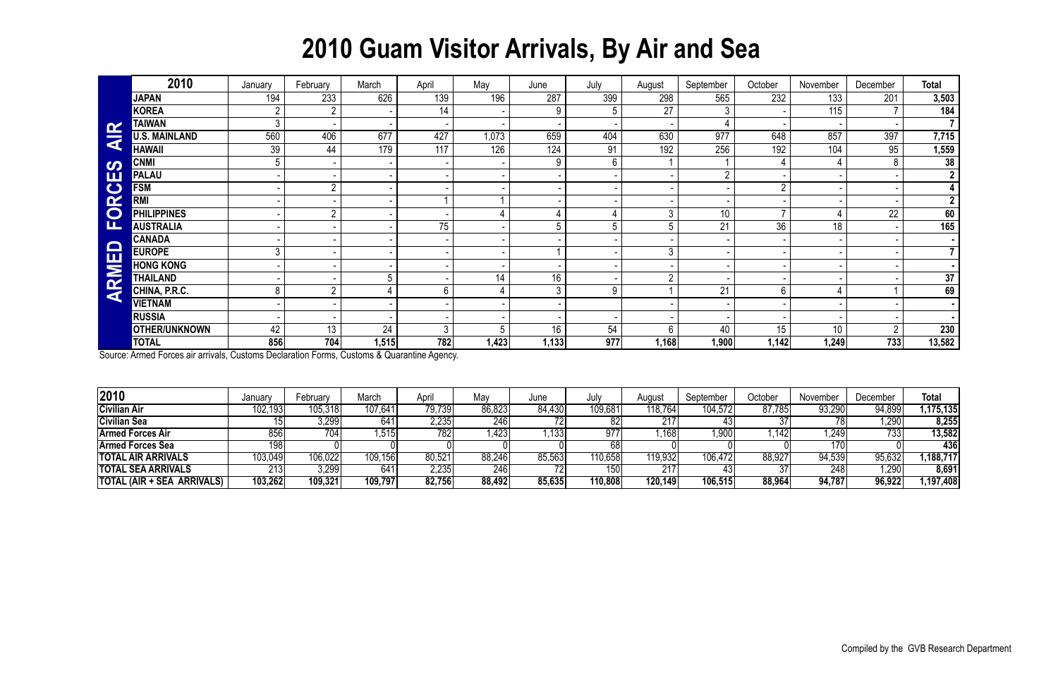# 2010 Guam Visitor Arrivals, By Air and Sea

**ARMED FORCES AIR**

| 2010 | January | February | March | April | May | June | July | August | September | October | November | December | Total |
|---|---|---|---|---|---|---|---|---|---|---|---|---|---|
| **JAPAN** | 194 | 233 | 626 | 139 | 196 | 287 | 399 | 298 | 565 | 232 | 133 | 201 | **3,503** |
| **KOREA** | 2 | 2 | - | 14 | - | 9 | 5 | 27 | 3 | - | 115 | 7 | **184** |
| **TAIWAN** | 3 | - | - | - | - | - | - | - | 4 | - | - | - | **7** |
| **U.S. MAINLAND** | 560 | 406 | 677 | 427 | 1,073 | 659 | 404 | 630 | 977 | 648 | 857 | 397 | **7,715** |
| **HAWAII** | 39 | 44 | 179 | 117 | 126 | 124 | 91 | 192 | 256 | 192 | 104 | 95 | **1,559** |
| **CNMI** | 5 | - | - | - | - | 9 | 6 | 1 | 1 | 4 | 4 | 8 | **38** |
| **PALAU** | - | - | - | - | - | - | - | - | 2 | - | - | - | **2** |
| **FSM** | - | 2 | - | - | - | - | - | - | - | 2 | - | - | **4** |
| **RMI** | - | - | - | 1 | 1 | - | - | - | - | - | - | - | **2** |
| **PHILIPPINES** | - | 2 | - | - | 4 | 4 | 4 | 3 | 10 | 7 | 4 | 22 | **60** |
| **AUSTRALIA** | - | - | - | 75 | - | 5 | 5 | 5 | 21 | 36 | 18 | - | **165** |
| **CANADA** | - | - | - | - | - | - | - | - | - | - | - | - | **-** |
| **EUROPE** | 3 | - | - | - | - | 1 | - | 3 | - | - | - | - | **7** |
| **HONG KONG** | - | - | - | - | - | - | - | - | - | - | - | - | **-** |
| **THAILAND** | - | - | 5 | - | 14 | 16 | - | 2 | - | - | - | - | **37** |
| **CHINA, P.R.C.** | 8 | 2 | 4 | 6 | 4 | 3 | 9 | 1 | 21 | 6 | 4 | 1 | **69** |
| **VIETNAM** | - | - | - | - | - | - | | - | - | - | - | - | **-** |
| **RUSSIA** | - | - | - | - | - | - | - | - | - | - | - | - | **-** |
| **OTHER/UNKNOWN** | 42 | 13 | 24 | 3 | 5 | 16 | 54 | 6 | 40 | 15 | 10 | 2 | **230** |
| **TOTAL** | **856** | **704** | **1,515** | **782** | **1,423** | **1,133** | **977** | **1,168** | **1,900** | **1,142** | **1,249** | **733** | **13,582** |

Source: Armed Forces air arrivals, Customs Declaration Forms, Customs & Quarantine Agency.

| 2010 | January | February | March | April | May | June | July | August | September | October | November | December | Total |
|---|---|---|---|---|---|---|---|---|---|---|---|---|---|
| **Civilian Air** | 102,193 | 105,318 | 107,641 | 79,739 | 86,823 | 84,430 | 109,681 | 118,764 | 104,572 | 87,785 | 93,290 | 94,899 | **1,175,135** |
| **Civilian Sea** | 15 | 3,299 | 641 | 2,235 | 246 | 72 | 82 | 217 | 43 | 37 | 78 | 1,290 | **8,255** |
| **Armed Forces Air** | 856 | 704 | 1,515 | 782 | 1,423 | 1,133 | 977 | 1,168 | 1,900 | 1,142 | 1,249 | 733 | **13,582** |
| **Armed Forces Sea** | 198 | 0 | 0 | 0 | 0 | 0 | 68 | 0 | 0 | 0 | 170 | 0 | **436** |
| **TOTAL AIR ARRIVALS** | 103,049 | 106,022 | 109,156 | 80,521 | 88,246 | 85,563 | 110,658 | 119,932 | 106,472 | 88,927 | 94,539 | 95,632 | **1,188,717** |
| **TOTAL SEA ARRIVALS** | 213 | 3,299 | 641 | 2,235 | 246 | 72 | 150 | 217 | 43 | 37 | 248 | 1,290 | **8,691** |
| **TOTAL (AIR + SEA ARRIVALS)** | **103,262** | **109,321** | **109,797** | **82,756** | **88,492** | **85,635** | **110,808** | **120,149** | **106,515** | **88,964** | **94,787** | **96,922** | **1,197,408** |

Compiled by the GVB Research Department